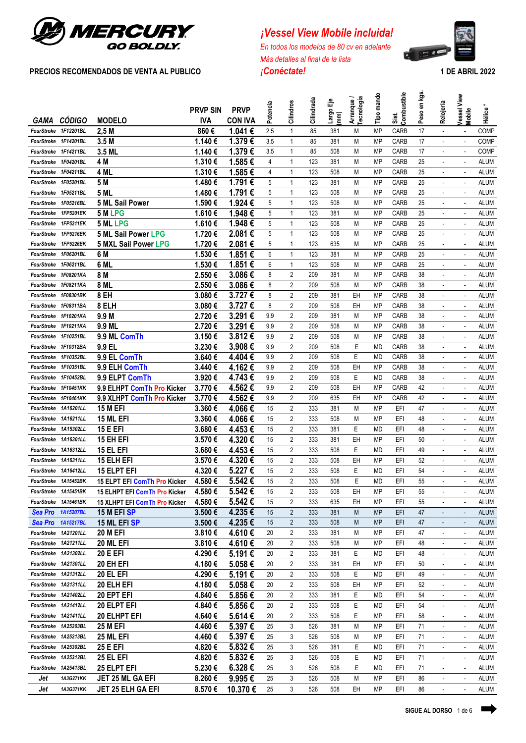**MERCURY**
**GO BOLDLY**

**PRECIOS RECOMENDADOS DE VENTA AL PUBLICO**

*¡Vessel View Mobile incluida!*
*En todos los modelos de 80 cv en adelante*
*Más detalles al final de la lista*
*¡Conéctate!*

**1 DE ABRIL 2022**

| GAMA | CÓDIGO | MODELO | PRVP SIN IVA | PRVP CON IVA | Potencia | Cilindros | Cilindrada | Largo Eje (mm) | Arranque / Tecnología | Tipo mando | Sist. Combustible | Peso en kgs. | Relojería | Vessel View Mobile | Hélice * |
|---|---|---|---|---|---|---|---|---|---|---|---|---|---|---|---|
| FourStroke | 1F12201BL | 2,5 M | 860 € | 1.041 € | 2.5 | 1 | 85 | 381 | M | MP | CARB | 17 | - | - | COMP |
| FourStroke | 1F14201BL | 3.5 M | 1.140 € | 1.379 € | 3.5 | 1 | 85 | 381 | M | MP | CARB | 17 | - | - | COMP |
| FourStroke | 1F14211BL | 3.5 ML | 1.140 € | 1.379 € | 3.5 | 1 | 85 | 508 | M | MP | CARB | 17 | - | - | COMP |
| FourStroke | 1F04201BL | 4 M | 1.310 € | 1.585 € | 4 | 1 | 123 | 381 | M | MP | CARB | 25 | - | - | ALUM |
| FourStroke | 1F04211BL | 4 ML | 1.310 € | 1.585 € | 4 | 1 | 123 | 508 | M | MP | CARB | 25 | - | - | ALUM |
| FourStroke | 1F05201BL | 5 M | 1.480 € | 1.791 € | 5 | 1 | 123 | 381 | M | MP | CARB | 25 | - | - | ALUM |
| FourStroke | 1F05211BL | 5 ML | 1.480 € | 1.791 € | 5 | 1 | 123 | 508 | M | MP | CARB | 25 | - | - | ALUM |
| FourStroke | 1F05216BL | 5 ML Sail Power | 1.590 € | 1.924 € | 5 | 1 | 123 | 508 | M | MP | CARB | 25 | - | - | ALUM |
| FourStroke | 1FP5201EK | 5 M LPG | 1.610 € | 1.948 € | 5 | 1 | 123 | 381 | M | MP | CARB | 25 | - | - | ALUM |
| FourStroke | 1FP5211EK | 5 ML LPG | 1.610 € | 1.948 € | 5 | 1 | 123 | 508 | M | MP | CARB | 25 | - | - | ALUM |
| FourStroke | 1FP5216EK | 5 ML Sail Power LPG | 1.720 € | 2.081 € | 5 | 1 | 123 | 508 | M | MP | CARB | 25 | - | - | ALUM |
| FourStroke | 1FP5226EK | 5 MXL Sail Power LPG | 1.720 € | 2.081 € | 5 | 1 | 123 | 635 | M | MP | CARB | 25 | - | - | ALUM |
| FourStroke | 1F06201BL | 6 M | 1.530 € | 1.851 € | 6 | 1 | 123 | 381 | M | MP | CARB | 25 | - | - | ALUM |
| FourStroke | 1F06211BL | 6 ML | 1.530 € | 1.851 € | 6 | 1 | 123 | 508 | M | MP | CARB | 25 | - | - | ALUM |
| FourStroke | 1F08201KA | 8 M | 2.550 € | 3.086 € | 8 | 2 | 209 | 381 | M | MP | CARB | 38 | - | - | ALUM |
| FourStroke | 1F08211KA | 8 ML | 2.550 € | 3.086 € | 8 | 2 | 209 | 508 | M | MP | CARB | 38 | - | - | ALUM |
| FourStroke | 1F08301BK | 8 EH | 3.080 € | 3.727 € | 8 | 2 | 209 | 381 | EH | MP | CARB | 38 | - | - | ALUM |
| FourStroke | 1F08311BA | 8 ELH | 3.080 € | 3.727 € | 8 | 2 | 209 | 508 | EH | MP | CARB | 38 | - | - | ALUM |
| FourStroke | 1F10201KA | 9.9 M | 2.720 € | 3.291 € | 9.9 | 2 | 209 | 381 | M | MP | CARB | 38 | - | - | ALUM |
| FourStroke | 1F10211KA | 9.9 ML | 2.720 € | 3.291 € | 9.9 | 2 | 209 | 508 | M | MP | CARB | 38 | - | - | ALUM |
| FourStroke | 1F10251BL | 9.9 ML ComTh | 3.150 € | 3.812 € | 9.9 | 2 | 209 | 508 | M | MP | CARB | 38 | - | - | ALUM |
| FourStroke | 1F10312BA | 9.9 EL | 3.230 € | 3.908 € | 9.9 | 2 | 209 | 508 | E | MD | CARB | 38 | - | - | ALUM |
| FourStroke | 1F10352BL | 9.9 EL ComTh | 3.640 € | 4.404 € | 9.9 | 2 | 209 | 508 | E | MD | CARB | 38 | - | - | ALUM |
| FourStroke | 1F10351BL | 9.9 ELH ComTh | 3.440 € | 4.162 € | 9.9 | 2 | 209 | 508 | EH | MP | CARB | 38 | - | - | ALUM |
| FourStroke | 1F10452BL | 9.9 ELPT ComTh | 3.920 € | 4.743 € | 9.9 | 2 | 209 | 508 | E | MD | CARB | 38 | - | - | ALUM |
| FourStroke | 1F10451KK | 9.9 ELHPT ComTh Pro Kicker | 3.770 € | 4.562 € | 9.9 | 2 | 209 | 508 | EH | MP | CARB | 42 | - | - | ALUM |
| FourStroke | 1F10461KK | 9.9 XLHPT ComTh Pro Kicker | 3.770 € | 4.562 € | 9.9 | 2 | 209 | 635 | EH | MP | CARB | 42 | - | - | ALUM |
| FourStroke | 1A16201LL | 15 M EFI | 3.360 € | 4.066 € | 15 | 2 | 333 | 381 | M | MP | EFI | 47 | - | - | ALUM |
| FourStroke | 1A16211LL | 15 ML EFI | 3.360 € | 4.066 € | 15 | 2 | 333 | 508 | M | MP | EFI | 48 | - | - | ALUM |
| FourStroke | 1A15302LL | 15 E EFI | 3.680 € | 4.453 € | 15 | 2 | 333 | 381 | E | MD | EFI | 48 | - | - | ALUM |
| FourStroke | 1A16301LL | 15 EH EFI | 3.570 € | 4.320 € | 15 | 2 | 333 | 381 | EH | MP | EFI | 50 | - | - | ALUM |
| FourStroke | 1A16312LL | 15 EL EFI | 3.680 € | 4.453 € | 15 | 2 | 333 | 508 | E | MD | EFI | 49 | - | - | ALUM |
| FourStroke | 1A16311LL | 15 ELH EFI | 3.570 € | 4.320 € | 15 | 2 | 333 | 508 | EH | MP | EFI | 52 | - | - | ALUM |
| FourStroke | 1A16412LL | 15 ELPT EFI | 4.320 € | 5.227 € | 15 | 2 | 333 | 508 | E | MD | EFI | 54 | - | - | ALUM |
| FourStroke | 1A15452BK | 15 ELPT EFI ComTh Pro Kicker | 4.580 € | 5.542 € | 15 | 2 | 333 | 508 | E | MD | EFI | 55 | - | - | ALUM |
| FourStroke | 1A15451BK | 15 ELHPT EFI ComTh Pro Kicker | 4.580 € | 5.542 € | 15 | 2 | 333 | 508 | EH | MP | EFI | 55 | - | - | ALUM |
| FourStroke | 1A15461BK | 15 XLHPT EFI ComTh Pro Kicker | 4.580 € | 5.542 € | 15 | 2 | 333 | 635 | EH | MP | EFI | 55 | - | - | ALUM |
| Sea Pro | 1A15207BL | 15 M EFI SP | 3.500 € | 4.235 € | 15 | 2 | 333 | 381 | M | MP | EFI | 47 | - | - | ALUM |
| Sea Pro | 1A15217BL | 15 ML EFI SP | 3.500 € | 4.235 € | 15 | 2 | 333 | 508 | M | MP | EFI | 47 | - | - | ALUM |
| FourStroke | 1A21201LL | 20 M EFI | 3.810 € | 4.610 € | 20 | 2 | 333 | 381 | M | MP | EFI | 47 | - | - | ALUM |
| FourStroke | 1A21211LL | 20 ML EFI | 3.810 € | 4.610 € | 20 | 2 | 333 | 508 | M | MP | EFI | 48 | - | - | ALUM |
| FourStroke | 1A21302LL | 20 E EFI | 4.290 € | 5.191 € | 20 | 2 | 333 | 381 | E | MD | EFI | 48 | - | - | ALUM |
| FourStroke | 1A21301LL | 20 EH EFI | 4.180 € | 5.058 € | 20 | 2 | 333 | 381 | EH | MP | EFI | 50 | - | - | ALUM |
| FourStroke | 1A21312LL | 20 EL EFI | 4.290 € | 5.191 € | 20 | 2 | 333 | 508 | E | MD | EFI | 49 | - | - | ALUM |
| FourStroke | 1A21311LL | 20 ELH EFI | 4.180 € | 5.058 € | 20 | 2 | 333 | 508 | EH | MP | EFI | 52 | - | - | ALUM |
| FourStroke | 1A21402LL | 20 EPT EFI | 4.840 € | 5.856 € | 20 | 2 | 333 | 381 | E | MD | EFI | 54 | - | - | ALUM |
| FourStroke | 1A21412LL | 20 ELPT EFI | 4.840 € | 5.856 € | 20 | 2 | 333 | 508 | E | MD | EFI | 54 | - | - | ALUM |
| FourStroke | 1A21411LL | 20 ELHPT EFI | 4.640 € | 5.614 € | 20 | 2 | 333 | 508 | E | MP | EFI | 58 | - | - | ALUM |
| FourStroke | 1A25203BL | 25 M EFI | 4.460 € | 5.397 € | 25 | 3 | 526 | 381 | M | MP | EFI | 71 | - | - | ALUM |
| FourStroke | 1A25213BL | 25 ML EFI | 4.460 € | 5.397 € | 25 | 3 | 526 | 508 | M | MP | EFI | 71 | - | - | ALUM |
| FourStroke | 1A25302BL | 25 E EFI | 4.820 € | 5.832 € | 25 | 3 | 526 | 381 | E | MD | EFI | 71 | - | - | ALUM |
| FourStroke | 1A25312BL | 25 EL EFI | 4.820 € | 5.832 € | 25 | 3 | 526 | 508 | E | MD | EFI | 71 | - | - | ALUM |
| FourStroke | 1A25413BL | 25 ELPT EFI | 5.230 € | 6.328 € | 25 | 3 | 526 | 508 | E | MD | EFI | 71 | - | - | ALUM |
| Jet | 1A3G271KK | JET 25 ML GA EFI | 8.260 € | 9.995 € | 25 | 3 | 526 | 508 | M | MP | EFI | 86 | - | - | ALUM |
| Jet | 1A3G371KK | JET 25 ELH GA EFI | 8.570 € | 10.370 € | 25 | 3 | 526 | 508 | EH | MP | EFI | 86 | - | - | ALUM |

**SIGUE AL DORSO**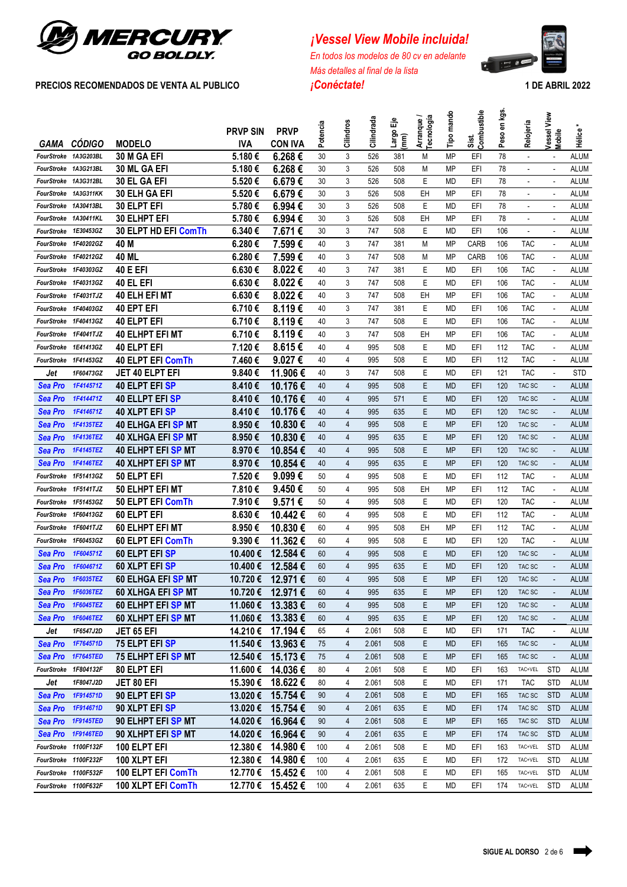**MERCURY**
**GO BOLDLY.**

## ¡Vessel View Mobile incluida!

*En todos los modelos de 80 cv en adelante*
*Más detalles al final de la lista*
*¡Conéctate!*

**PRECIOS RECOMENDADOS DE VENTA AL PUBLICO** — **1 DE ABRIL 2022**

| GAMA | CÓDIGO | MODELO | PRVP SIN IVA | PRVP CON IVA | Potencia | Cilindros | Cilindrada | Largo Eje (mm) | Arranque / Tecnología | Tipo mando | Sist. Combustible | Peso en kgs. | Relojería | Vessel View Mobile | Hélice * |
|---|---|---|---|---|---|---|---|---|---|---|---|---|---|---|---|
| FourStroke | 1A3G203BL | 30 M GA EFI | 5.180 € | 6.268 € | 30 | 3 | 526 | 381 | M | MP | EFI | 78 | - | - | ALUM |
| FourStroke | 1A3G213BL | 30 ML GA EFI | 5.180 € | 6.268 € | 30 | 3 | 526 | 508 | M | MP | EFI | 78 | - | - | ALUM |
| FourStroke | 1A3G312BL | 30 EL GA EFI | 5.520 € | 6.679 € | 30 | 3 | 526 | 508 | E | MD | EFI | 78 | - | - | ALUM |
| FourStroke | 1A3G311KK | 30 ELH GA EFI | 5.520 € | 6.679 € | 30 | 3 | 526 | 508 | EH | MP | EFI | 78 | - | - | ALUM |
| FourStroke | 1A30413BL | 30 ELPT EFI | 5.780 € | 6.994 € | 30 | 3 | 526 | 508 | E | MD | EFI | 78 | - | - | ALUM |
| FourStroke | 1A30411KL | 30 ELHPT EFI | 5.780 € | 6.994 € | 30 | 3 | 526 | 508 | EH | MP | EFI | 78 | - | - | ALUM |
| FourStroke | 1E30453GZ | 30 ELPT HD EFI ComTh | 6.340 € | 7.671 € | 30 | 3 | 747 | 508 | E | MD | EFI | 106 | - | - | ALUM |
| FourStroke | 1F40202GZ | 40 M | 6.280 € | 7.599 € | 40 | 3 | 747 | 381 | M | MP | CARB | 106 | TAC | - | ALUM |
| FourStroke | 1F40212GZ | 40 ML | 6.280 € | 7.599 € | 40 | 3 | 747 | 508 | M | MP | CARB | 106 | TAC | - | ALUM |
| FourStroke | 1F40303GZ | 40 E EFI | 6.630 € | 8.022 € | 40 | 3 | 747 | 381 | E | MD | EFI | 106 | TAC | - | ALUM |
| FourStroke | 1F40313GZ | 40 EL EFI | 6.630 € | 8.022 € | 40 | 3 | 747 | 508 | E | MD | EFI | 106 | TAC | - | ALUM |
| FourStroke | 1F4031TJZ | 40 ELH EFI MT | 6.630 € | 8.022 € | 40 | 3 | 747 | 508 | EH | MP | EFI | 106 | TAC | - | ALUM |
| FourStroke | 1F40403GZ | 40 EPT EFI | 6.710 € | 8.119 € | 40 | 3 | 747 | 381 | E | MD | EFI | 106 | TAC | - | ALUM |
| FourStroke | 1F40413GZ | 40 ELPT EFI | 6.710 € | 8.119 € | 40 | 3 | 747 | 508 | E | MD | EFI | 106 | TAC | - | ALUM |
| FourStroke | 1F4041TJZ | 40 ELHPT EFI MT | 6.710 € | 8.119 € | 40 | 3 | 747 | 508 | EH | MP | EFI | 106 | TAC | - | ALUM |
| FourStroke | 1E41413GZ | 40 ELPT EFI | 7.120 € | 8.615 € | 40 | 4 | 995 | 508 | E | MD | EFI | 112 | TAC | - | ALUM |
| FourStroke | 1F41453GZ | 40 ELPT EFI ComTh | 7.460 € | 9.027 € | 40 | 4 | 995 | 508 | E | MD | EFI | 112 | TAC | - | ALUM |
| Jet | 1F60473GZ | JET 40 ELPT EFI | 9.840 € | 11.906 € | 40 | 3 | 747 | 508 | E | MD | EFI | 121 | TAC | - | STD |
| Sea Pro | 1F414571Z | 40 ELPT EFI SP | 8.410 € | 10.176 € | 40 | 4 | 995 | 508 | E | MD | EFI | 120 | TAC SC | - | ALUM |
| Sea Pro | 1F414471Z | 40 ELLPT EFI SP | 8.410 € | 10.176 € | 40 | 4 | 995 | 571 | E | MD | EFI | 120 | TAC SC | - | ALUM |
| Sea Pro | 1F414671Z | 40 XLPT EFI SP | 8.410 € | 10.176 € | 40 | 4 | 995 | 635 | E | MD | EFI | 120 | TAC SC | - | ALUM |
| Sea Pro | 1F4135TEZ | 40 ELHGA EFI SP MT | 8.950 € | 10.830 € | 40 | 4 | 995 | 508 | E | MP | EFI | 120 | TAC SC | - | ALUM |
| Sea Pro | 1F4136TEZ | 40 XLHGA EFI SP MT | 8.950 € | 10.830 € | 40 | 4 | 995 | 635 | E | MP | EFI | 120 | TAC SC | - | ALUM |
| Sea Pro | 1F4145TEZ | 40 ELHPT EFI SP MT | 8.970 € | 10.854 € | 40 | 4 | 995 | 508 | E | MP | EFI | 120 | TAC SC | - | ALUM |
| Sea Pro | 1F4146TEZ | 40 XLHPT EFI SP MT | 8.970 € | 10.854 € | 40 | 4 | 995 | 635 | E | MP | EFI | 120 | TAC SC | - | ALUM |
| FourStroke | 1F51413GZ | 50 ELPT EFI | 7.520 € | 9.099 € | 50 | 4 | 995 | 508 | E | MD | EFI | 112 | TAC | - | ALUM |
| FourStroke | 1F5141TJZ | 50 ELHPT EFI MT | 7.810 € | 9.450 € | 50 | 4 | 995 | 508 | EH | MP | EFI | 112 | TAC | - | ALUM |
| FourStroke | 1F51453GZ | 50 ELPT EFI ComTh | 7.910 € | 9.571 € | 50 | 4 | 995 | 508 | E | MD | EFI | 120 | TAC | - | ALUM |
| FourStroke | 1F60413GZ | 60 ELPT EFI | 8.630 € | 10.442 € | 60 | 4 | 995 | 508 | E | MD | EFI | 112 | TAC | - | ALUM |
| FourStroke | 1F6041TJZ | 60 ELHPT EFI MT | 8.950 € | 10.830 € | 60 | 4 | 995 | 508 | EH | MP | EFI | 112 | TAC | - | ALUM |
| FourStroke | 1F60453GZ | 60 ELPT EFI ComTh | 9.390 € | 11.362 € | 60 | 4 | 995 | 508 | E | MD | EFI | 120 | TAC | - | ALUM |
| Sea Pro | 1F604571Z | 60 ELPT EFI SP | 10.400 € | 12.584 € | 60 | 4 | 995 | 508 | E | MD | EFI | 120 | TAC SC | - | ALUM |
| Sea Pro | 1F604671Z | 60 XLPT EFI SP | 10.400 € | 12.584 € | 60 | 4 | 995 | 635 | E | MD | EFI | 120 | TAC SC | - | ALUM |
| Sea Pro | 1F6035TEZ | 60 ELHGA EFI SP MT | 10.720 € | 12.971 € | 60 | 4 | 995 | 508 | E | MP | EFI | 120 | TAC SC | - | ALUM |
| Sea Pro | 1F6036TEZ | 60 XLHGA EFI SP MT | 10.720 € | 12.971 € | 60 | 4 | 995 | 635 | E | MP | EFI | 120 | TAC SC | - | ALUM |
| Sea Pro | 1F6045TEZ | 60 ELHPT EFI SP MT | 11.060 € | 13.383 € | 60 | 4 | 995 | 508 | E | MP | EFI | 120 | TAC SC | - | ALUM |
| Sea Pro | 1F6046TEZ | 60 XLHPT EFI SP MT | 11.060 € | 13.383 € | 60 | 4 | 995 | 635 | E | MP | EFI | 120 | TAC SC | - | ALUM |
| Jet | 1F6547J2D | JET 65 EFI | 14.210 € | 17.194 € | 65 | 4 | 2.061 | 508 | E | MD | EFI | 171 | TAC | - | ALUM |
| Sea Pro | 1F764571D | 75 ELPT EFI SP | 11.540 € | 13.963 € | 75 | 4 | 2.061 | 508 | E | MD | EFI | 165 | TAC SC | - | ALUM |
| Sea Pro | 1F7645TED | 75 ELHPT EFI SP MT | 12.540 € | 15.173 € | 75 | 4 | 2.061 | 508 | E | MP | EFI | 165 | TAC SC | - | ALUM |
| FourStroke | 1F804132F | 80 ELPT EFI | 11.600 € | 14.036 € | 80 | 4 | 2.061 | 508 | E | MD | EFI | 163 | TAC+VEL | STD | ALUM |
| Jet | 1F8047J2D | JET 80 EFI | 15.390 € | 18.622 € | 80 | 4 | 2.061 | 508 | E | MD | EFI | 171 | TAC | STD | ALUM |
| Sea Pro | 1F914571D | 90 ELPT EFI SP | 13.020 € | 15.754 € | 90 | 4 | 2.061 | 508 | E | MD | EFI | 165 | TAC SC | STD | ALUM |
| Sea Pro | 1F914671D | 90 XLPT EFI SP | 13.020 € | 15.754 € | 90 | 4 | 2.061 | 635 | E | MD | EFI | 174 | TAC SC | STD | ALUM |
| Sea Pro | 1F9145TED | 90 ELHPT EFI SP MT | 14.020 € | 16.964 € | 90 | 4 | 2.061 | 508 | E | MP | EFI | 165 | TAC SC | STD | ALUM |
| Sea Pro | 1F9146TED | 90 XLHPT EFI SP MT | 14.020 € | 16.964 € | 90 | 4 | 2.061 | 635 | E | MP | EFI | 174 | TAC SC | STD | ALUM |
| FourStroke | 1100F132F | 100 ELPT EFI | 12.380 € | 14.980 € | 100 | 4 | 2.061 | 508 | E | MD | EFI | 163 | TAC+VEL | STD | ALUM |
| FourStroke | 1100F232F | 100 XLPT EFI | 12.380 € | 14.980 € | 100 | 4 | 2.061 | 635 | E | MD | EFI | 172 | TAC+VEL | STD | ALUM |
| FourStroke | 1100F532F | 100 ELPT EFI ComTh | 12.770 € | 15.452 € | 100 | 4 | 2.061 | 508 | E | MD | EFI | 165 | TAC+VEL | STD | ALUM |
| FourStroke | 1100F632F | 100 XLPT EFI ComTh | 12.770 € | 15.452 € | 100 | 4 | 2.061 | 635 | E | MD | EFI | 174 | TAC+VEL | STD | ALUM |

**SIGUE AL DORSO**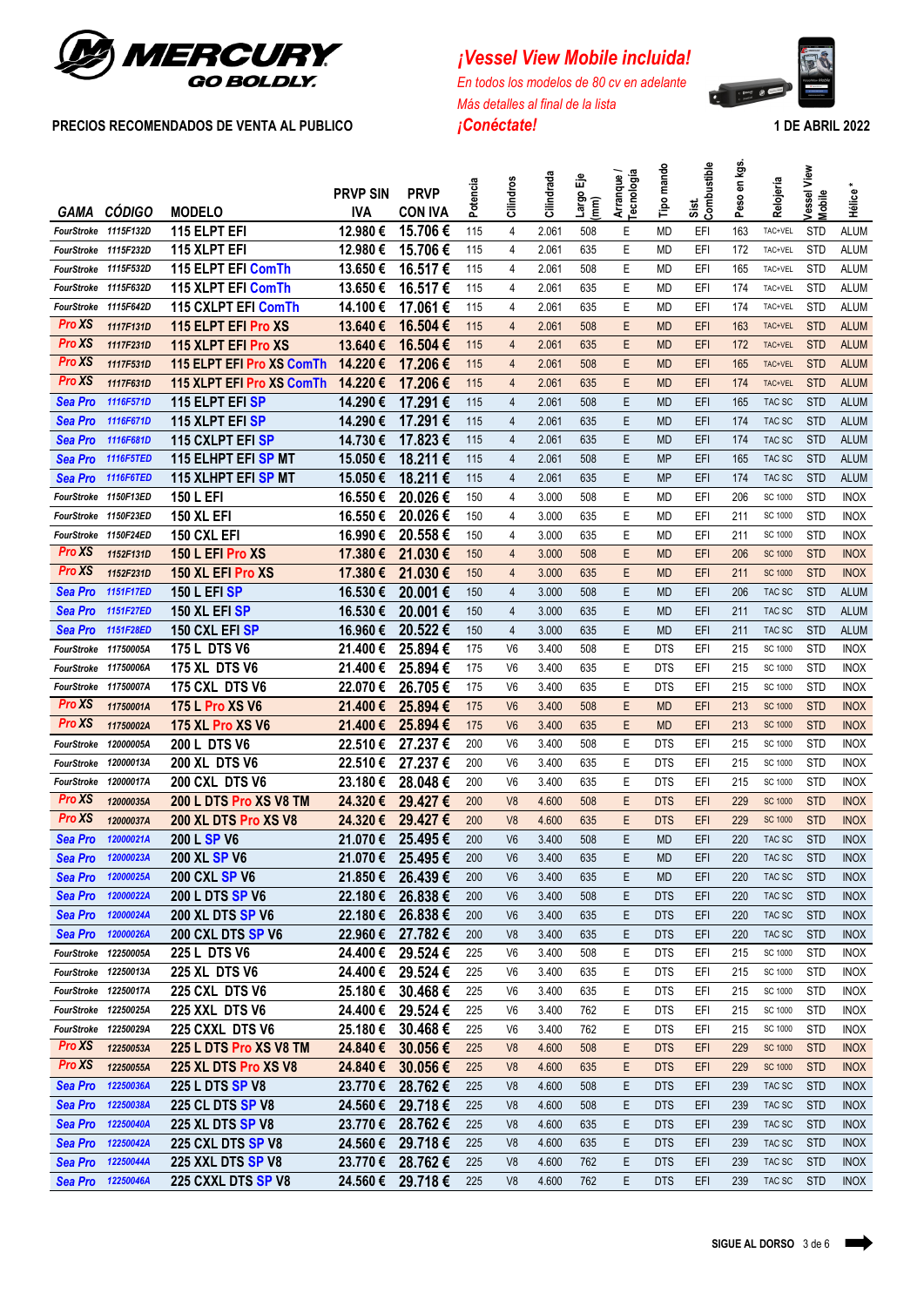**MERCURY** GO BOLDLY.

**PRECIOS RECOMENDADOS DE VENTA AL PUBLICO**

*¡Vessel View Mobile incluida!*

*En todos los modelos de 80 cv en adelante*

*Más detalles al final de la lista*

*¡Conéctate!*

**1 DE ABRIL 2022**

| GAMA | CÓDIGO | MODELO | PRVP SIN IVA | PRVP CON IVA | Potencia | Cilindros | Cilindrada | Largo Eje (mm) | Arranque / Tecnología | Tipo mando | Sist. Combustible | Peso en kgs. | Relojería | Vessel View Mobile | Hélice * |
|---|---|---|---|---|---|---|---|---|---|---|---|---|---|---|---|
| FourStroke | 1115F132D | 115 ELPT EFI | 12.980 € | 15.706 € | 115 | 4 | 2.061 | 508 | E | MD | EFI | 163 | TAC+VEL | STD | ALUM |
| FourStroke | 1115F232D | 115 XLPT EFI | 12.980 € | 15.706 € | 115 | 4 | 2.061 | 635 | E | MD | EFI | 172 | TAC+VEL | STD | ALUM |
| FourStroke | 1115F532D | 115 ELPT EFI ComTh | 13.650 € | 16.517 € | 115 | 4 | 2.061 | 508 | E | MD | EFI | 165 | TAC+VEL | STD | ALUM |
| FourStroke | 1115F632D | 115 XLPT EFI ComTh | 13.650 € | 16.517 € | 115 | 4 | 2.061 | 635 | E | MD | EFI | 174 | TAC+VEL | STD | ALUM |
| FourStroke | 1115F642D | 115 CXLPT EFI ComTh | 14.100 € | 17.061 € | 115 | 4 | 2.061 | 635 | E | MD | EFI | 174 | TAC+VEL | STD | ALUM |
| Pro XS | 1117F131D | 115 ELPT EFI Pro XS | 13.640 € | 16.504 € | 115 | 4 | 2.061 | 508 | E | MD | EFI | 163 | TAC+VEL | STD | ALUM |
| Pro XS | 1117F231D | 115 XLPT EFI Pro XS | 13.640 € | 16.504 € | 115 | 4 | 2.061 | 635 | E | MD | EFI | 172 | TAC+VEL | STD | ALUM |
| Pro XS | 1117F531D | 115 ELPT EFI Pro XS ComTh | 14.220 € | 17.206 € | 115 | 4 | 2.061 | 508 | E | MD | EFI | 165 | TAC+VEL | STD | ALUM |
| Pro XS | 1117F631D | 115 XLPT EFI Pro XS ComTh | 14.220 € | 17.206 € | 115 | 4 | 2.061 | 635 | E | MD | EFI | 174 | TAC+VEL | STD | ALUM |
| Sea Pro | 1116F571D | 115 ELPT EFI SP | 14.290 € | 17.291 € | 115 | 4 | 2.061 | 508 | E | MD | EFI | 165 | TAC SC | STD | ALUM |
| Sea Pro | 1116F671D | 115 XLPT EFI SP | 14.290 € | 17.291 € | 115 | 4 | 2.061 | 635 | E | MD | EFI | 174 | TAC SC | STD | ALUM |
| Sea Pro | 1116F681D | 115 CXLPT EFI SP | 14.730 € | 17.823 € | 115 | 4 | 2.061 | 635 | E | MD | EFI | 174 | TAC SC | STD | ALUM |
| Sea Pro | 1116F5TED | 115 ELHPT EFI SP MT | 15.050 € | 18.211 € | 115 | 4 | 2.061 | 508 | E | MP | EFI | 165 | TAC SC | STD | ALUM |
| Sea Pro | 1116F6TED | 115 XLHPT EFI SP MT | 15.050 € | 18.211 € | 115 | 4 | 2.061 | 635 | E | MP | EFI | 174 | TAC SC | STD | ALUM |
| FourStroke | 1150F13ED | 150 L EFI | 16.550 € | 20.026 € | 150 | 4 | 3.000 | 508 | E | MD | EFI | 206 | SC 1000 | STD | INOX |
| FourStroke | 1150F23ED | 150 XL EFI | 16.550 € | 20.026 € | 150 | 4 | 3.000 | 635 | E | MD | EFI | 211 | SC 1000 | STD | INOX |
| FourStroke | 1150F24ED | 150 CXL EFI | 16.990 € | 20.558 € | 150 | 4 | 3.000 | 635 | E | MD | EFI | 211 | SC 1000 | STD | INOX |
| Pro XS | 1152F131D | 150 L EFI Pro XS | 17.380 € | 21.030 € | 150 | 4 | 3.000 | 508 | E | MD | EFI | 206 | SC 1000 | STD | INOX |
| Pro XS | 1152F231D | 150 XL EFI Pro XS | 17.380 € | 21.030 € | 150 | 4 | 3.000 | 635 | E | MD | EFI | 211 | SC 1000 | STD | INOX |
| Sea Pro | 1151F17ED | 150 L EFI SP | 16.530 € | 20.001 € | 150 | 4 | 3.000 | 508 | E | MD | EFI | 206 | TAC SC | STD | ALUM |
| Sea Pro | 1151F27ED | 150 XL EFI SP | 16.530 € | 20.001 € | 150 | 4 | 3.000 | 635 | E | MD | EFI | 211 | TAC SC | STD | ALUM |
| Sea Pro | 1151F28ED | 150 CXL EFI SP | 16.960 € | 20.522 € | 150 | 4 | 3.000 | 635 | E | MD | EFI | 211 | TAC SC | STD | ALUM |
| FourStroke | 11750005A | 175 L DTS V6 | 21.400 € | 25.894 € | 175 | V6 | 3.400 | 508 | E | DTS | EFI | 215 | SC 1000 | STD | INOX |
| FourStroke | 11750006A | 175 XL DTS V6 | 21.400 € | 25.894 € | 175 | V6 | 3.400 | 635 | E | DTS | EFI | 215 | SC 1000 | STD | INOX |
| FourStroke | 11750007A | 175 CXL DTS V6 | 22.070 € | 26.705 € | 175 | V6 | 3.400 | 635 | E | DTS | EFI | 215 | SC 1000 | STD | INOX |
| Pro XS | 11750001A | 175 L Pro XS V6 | 21.400 € | 25.894 € | 175 | V6 | 3.400 | 508 | E | MD | EFI | 213 | SC 1000 | STD | INOX |
| Pro XS | 11750002A | 175 XL Pro XS V6 | 21.400 € | 25.894 € | 175 | V6 | 3.400 | 635 | E | MD | EFI | 213 | SC 1000 | STD | INOX |
| FourStroke | 12000005A | 200 L DTS V6 | 22.510 € | 27.237 € | 200 | V6 | 3.400 | 508 | E | DTS | EFI | 215 | SC 1000 | STD | INOX |
| FourStroke | 12000013A | 200 XL DTS V6 | 22.510 € | 27.237 € | 200 | V6 | 3.400 | 635 | E | DTS | EFI | 215 | SC 1000 | STD | INOX |
| FourStroke | 12000017A | 200 CXL DTS V6 | 23.180 € | 28.048 € | 200 | V6 | 3.400 | 635 | E | DTS | EFI | 215 | SC 1000 | STD | INOX |
| Pro XS | 12000035A | 200 L DTS Pro XS V8 TM | 24.320 € | 29.427 € | 200 | V8 | 4.600 | 508 | E | DTS | EFI | 229 | SC 1000 | STD | INOX |
| Pro XS | 12000037A | 200 XL DTS Pro XS V8 | 24.320 € | 29.427 € | 200 | V8 | 4.600 | 635 | E | DTS | EFI | 229 | SC 1000 | STD | INOX |
| Sea Pro | 12000021A | 200 L SP V6 | 21.070 € | 25.495 € | 200 | V6 | 3.400 | 508 | E | MD | EFI | 220 | TAC SC | STD | INOX |
| Sea Pro | 12000023A | 200 XL SP V6 | 21.070 € | 25.495 € | 200 | V6 | 3.400 | 635 | E | MD | EFI | 220 | TAC SC | STD | INOX |
| Sea Pro | 12000025A | 200 CXL SP V6 | 21.850 € | 26.439 € | 200 | V6 | 3.400 | 635 | E | MD | EFI | 220 | TAC SC | STD | INOX |
| Sea Pro | 12000022A | 200 L DTS SP V6 | 22.180 € | 26.838 € | 200 | V6 | 3.400 | 508 | E | DTS | EFI | 220 | TAC SC | STD | INOX |
| Sea Pro | 12000024A | 200 XL DTS SP V6 | 22.180 € | 26.838 € | 200 | V6 | 3.400 | 635 | E | DTS | EFI | 220 | TAC SC | STD | INOX |
| Sea Pro | 12000026A | 200 CXL DTS SP V6 | 22.960 € | 27.782 € | 200 | V8 | 3.400 | 635 | E | DTS | EFI | 220 | TAC SC | STD | INOX |
| FourStroke | 12250005A | 225 L DTS V6 | 24.400 € | 29.524 € | 225 | V6 | 3.400 | 508 | E | DTS | EFI | 215 | SC 1000 | STD | INOX |
| FourStroke | 12250013A | 225 XL DTS V6 | 24.400 € | 29.524 € | 225 | V6 | 3.400 | 635 | E | DTS | EFI | 215 | SC 1000 | STD | INOX |
| FourStroke | 12250017A | 225 CXL DTS V6 | 25.180 € | 30.468 € | 225 | V6 | 3.400 | 635 | E | DTS | EFI | 215 | SC 1000 | STD | INOX |
| FourStroke | 12250025A | 225 XXL DTS V6 | 24.400 € | 29.524 € | 225 | V6 | 3.400 | 762 | E | DTS | EFI | 215 | SC 1000 | STD | INOX |
| FourStroke | 12250029A | 225 CXXL DTS V6 | 25.180 € | 30.468 € | 225 | V6 | 3.400 | 762 | E | DTS | EFI | 215 | SC 1000 | STD | INOX |
| Pro XS | 12250053A | 225 L DTS Pro XS V8 TM | 24.840 € | 30.056 € | 225 | V8 | 4.600 | 508 | E | DTS | EFI | 229 | SC 1000 | STD | INOX |
| Pro XS | 12250055A | 225 XL DTS Pro XS V8 | 24.840 € | 30.056 € | 225 | V8 | 4.600 | 635 | E | DTS | EFI | 229 | SC 1000 | STD | INOX |
| Sea Pro | 12250036A | 225 L DTS SP V8 | 23.770 € | 28.762 € | 225 | V8 | 4.600 | 508 | E | DTS | EFI | 239 | TAC SC | STD | INOX |
| Sea Pro | 12250038A | 225 CL DTS SP V8 | 24.560 € | 29.718 € | 225 | V8 | 4.600 | 508 | E | DTS | EFI | 239 | TAC SC | STD | INOX |
| Sea Pro | 12250040A | 225 XL DTS SP V8 | 23.770 € | 28.762 € | 225 | V8 | 4.600 | 635 | E | DTS | EFI | 239 | TAC SC | STD | INOX |
| Sea Pro | 12250042A | 225 CXL DTS SP V8 | 24.560 € | 29.718 € | 225 | V8 | 4.600 | 635 | E | DTS | EFI | 239 | TAC SC | STD | INOX |
| Sea Pro | 12250044A | 225 XXL DTS SP V8 | 23.770 € | 28.762 € | 225 | V8 | 4.600 | 762 | E | DTS | EFI | 239 | TAC SC | STD | INOX |
| Sea Pro | 12250046A | 225 CXXL DTS SP V8 | 24.560 € | 29.718 € | 225 | V8 | 4.600 | 762 | E | DTS | EFI | 239 | TAC SC | STD | INOX |

**SIGUE AL DORSO**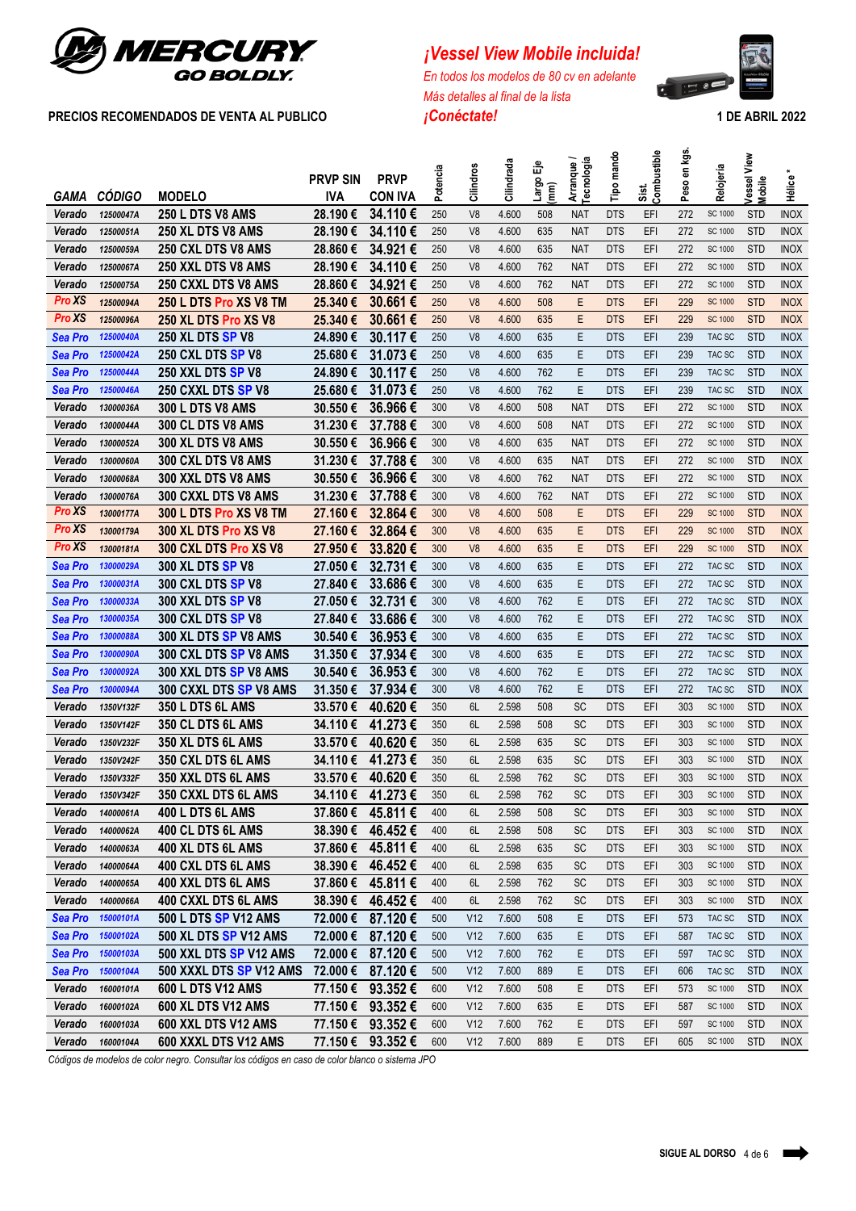**MERCURY**
**GO BOLDLY.**

*¡Vessel View Mobile incluida!*
*En todos los modelos de 80 cv en adelante*
*Más detalles al final de la lista*
*¡Conéctate!*

**PRECIOS RECOMENDADOS DE VENTA AL PUBLICO**

**1 DE ABRIL 2022**

| GAMA | CÓDIGO | MODELO | PRVP SIN IVA | PRVP CON IVA | Potencia | Cilindros | Cilindrada | Largo Eje (mm) | Arranque / Tecnología | Tipo mando | Sist. Combustible | Peso en kgs. | Relojería | Vessel View Mobile | Hélice * |
|---|---|---|---|---|---|---|---|---|---|---|---|---|---|---|---|
| Verado | 12500047A | 250 L DTS V8 AMS | 28.190 € | 34.110 € | 250 | V8 | 4.600 | 508 | NAT | DTS | EFI | 272 | SC 1000 | STD | INOX |
| Verado | 12500051A | 250 XL DTS V8 AMS | 28.190 € | 34.110 € | 250 | V8 | 4.600 | 635 | NAT | DTS | EFI | 272 | SC 1000 | STD | INOX |
| Verado | 12500059A | 250 CXL DTS V8 AMS | 28.860 € | 34.921 € | 250 | V8 | 4.600 | 635 | NAT | DTS | EFI | 272 | SC 1000 | STD | INOX |
| Verado | 12500067A | 250 XXL DTS V8 AMS | 28.190 € | 34.110 € | 250 | V8 | 4.600 | 762 | NAT | DTS | EFI | 272 | SC 1000 | STD | INOX |
| Verado | 12500075A | 250 CXXL DTS V8 AMS | 28.860 € | 34.921 € | 250 | V8 | 4.600 | 762 | NAT | DTS | EFI | 272 | SC 1000 | STD | INOX |
| Pro XS | 12500094A | 250 L DTS Pro XS V8 TM | 25.340 € | 30.661 € | 250 | V8 | 4.600 | 508 | E | DTS | EFI | 229 | SC 1000 | STD | INOX |
| Pro XS | 12500096A | 250 XL DTS Pro XS V8 | 25.340 € | 30.661 € | 250 | V8 | 4.600 | 635 | E | DTS | EFI | 229 | SC 1000 | STD | INOX |
| Sea Pro | 12500040A | 250 XL DTS SP V8 | 24.890 € | 30.117 € | 250 | V8 | 4.600 | 635 | E | DTS | EFI | 239 | TAC SC | STD | INOX |
| Sea Pro | 12500042A | 250 CXL DTS SP V8 | 25.680 € | 31.073 € | 250 | V8 | 4.600 | 635 | E | DTS | EFI | 239 | TAC SC | STD | INOX |
| Sea Pro | 12500044A | 250 XXL DTS SP V8 | 24.890 € | 30.117 € | 250 | V8 | 4.600 | 762 | E | DTS | EFI | 239 | TAC SC | STD | INOX |
| Sea Pro | 12500046A | 250 CXXL DTS SP V8 | 25.680 € | 31.073 € | 250 | V8 | 4.600 | 762 | E | DTS | EFI | 239 | TAC SC | STD | INOX |
| Verado | 13000036A | 300 L DTS V8 AMS | 30.550 € | 36.966 € | 300 | V8 | 4.600 | 508 | NAT | DTS | EFI | 272 | SC 1000 | STD | INOX |
| Verado | 13000044A | 300 CL DTS V8 AMS | 31.230 € | 37.788 € | 300 | V8 | 4.600 | 508 | NAT | DTS | EFI | 272 | SC 1000 | STD | INOX |
| Verado | 13000052A | 300 XL DTS V8 AMS | 30.550 € | 36.966 € | 300 | V8 | 4.600 | 635 | NAT | DTS | EFI | 272 | SC 1000 | STD | INOX |
| Verado | 13000060A | 300 CXL DTS V8 AMS | 31.230 € | 37.788 € | 300 | V8 | 4.600 | 635 | NAT | DTS | EFI | 272 | SC 1000 | STD | INOX |
| Verado | 13000068A | 300 XXL DTS V8 AMS | 30.550 € | 36.966 € | 300 | V8 | 4.600 | 762 | NAT | DTS | EFI | 272 | SC 1000 | STD | INOX |
| Verado | 13000076A | 300 CXXL DTS V8 AMS | 31.230 € | 37.788 € | 300 | V8 | 4.600 | 762 | NAT | DTS | EFI | 272 | SC 1000 | STD | INOX |
| Pro XS | 13000177A | 300 L DTS Pro XS V8 TM | 27.160 € | 32.864 € | 300 | V8 | 4.600 | 508 | E | DTS | EFI | 229 | SC 1000 | STD | INOX |
| Pro XS | 13000179A | 300 XL DTS Pro XS V8 | 27.160 € | 32.864 € | 300 | V8 | 4.600 | 635 | E | DTS | EFI | 229 | SC 1000 | STD | INOX |
| Pro XS | 13000181A | 300 CXL DTS Pro XS V8 | 27.950 € | 33.820 € | 300 | V8 | 4.600 | 635 | E | DTS | EFI | 229 | SC 1000 | STD | INOX |
| Sea Pro | 13000029A | 300 XL DTS SP V8 | 27.050 € | 32.731 € | 300 | V8 | 4.600 | 635 | E | DTS | EFI | 272 | TAC SC | STD | INOX |
| Sea Pro | 13000031A | 300 CXL DTS SP V8 | 27.840 € | 33.686 € | 300 | V8 | 4.600 | 635 | E | DTS | EFI | 272 | TAC SC | STD | INOX |
| Sea Pro | 13000033A | 300 XXL DTS SP V8 | 27.050 € | 32.731 € | 300 | V8 | 4.600 | 762 | E | DTS | EFI | 272 | TAC SC | STD | INOX |
| Sea Pro | 13000035A | 300 CXL DTS SP V8 | 27.840 € | 33.686 € | 300 | V8 | 4.600 | 762 | E | DTS | EFI | 272 | TAC SC | STD | INOX |
| Sea Pro | 13000088A | 300 XL DTS SP V8 AMS | 30.540 € | 36.953 € | 300 | V8 | 4.600 | 635 | E | DTS | EFI | 272 | TAC SC | STD | INOX |
| Sea Pro | 13000090A | 300 CXL DTS SP V8 AMS | 31.350 € | 37.934 € | 300 | V8 | 4.600 | 635 | E | DTS | EFI | 272 | TAC SC | STD | INOX |
| Sea Pro | 13000092A | 300 XXL DTS SP V8 AMS | 30.540 € | 36.953 € | 300 | V8 | 4.600 | 762 | E | DTS | EFI | 272 | TAC SC | STD | INOX |
| Sea Pro | 13000094A | 300 CXXL DTS SP V8 AMS | 31.350 € | 37.934 € | 300 | V8 | 4.600 | 762 | E | DTS | EFI | 272 | TAC SC | STD | INOX |
| Verado | 1350V132F | 350 L DTS 6L AMS | 33.570 € | 40.620 € | 350 | 6L | 2.598 | 508 | SC | DTS | EFI | 303 | SC 1000 | STD | INOX |
| Verado | 1350V142F | 350 CL DTS 6L AMS | 34.110 € | 41.273 € | 350 | 6L | 2.598 | 508 | SC | DTS | EFI | 303 | SC 1000 | STD | INOX |
| Verado | 1350V232F | 350 XL DTS 6L AMS | 33.570 € | 40.620 € | 350 | 6L | 2.598 | 635 | SC | DTS | EFI | 303 | SC 1000 | STD | INOX |
| Verado | 1350V242F | 350 CXL DTS 6L AMS | 34.110 € | 41.273 € | 350 | 6L | 2.598 | 635 | SC | DTS | EFI | 303 | SC 1000 | STD | INOX |
| Verado | 1350V332F | 350 XXL DTS 6L AMS | 33.570 € | 40.620 € | 350 | 6L | 2.598 | 762 | SC | DTS | EFI | 303 | SC 1000 | STD | INOX |
| Verado | 1350V342F | 350 CXXL DTS 6L AMS | 34.110 € | 41.273 € | 350 | 6L | 2.598 | 762 | SC | DTS | EFI | 303 | SC 1000 | STD | INOX |
| Verado | 14000061A | 400 L DTS 6L AMS | 37.860 € | 45.811 € | 400 | 6L | 2.598 | 508 | SC | DTS | EFI | 303 | SC 1000 | STD | INOX |
| Verado | 14000062A | 400 CL DTS 6L AMS | 38.390 € | 46.452 € | 400 | 6L | 2.598 | 508 | SC | DTS | EFI | 303 | SC 1000 | STD | INOX |
| Verado | 14000063A | 400 XL DTS 6L AMS | 37.860 € | 45.811 € | 400 | 6L | 2.598 | 635 | SC | DTS | EFI | 303 | SC 1000 | STD | INOX |
| Verado | 14000064A | 400 CXL DTS 6L AMS | 38.390 € | 46.452 € | 400 | 6L | 2.598 | 635 | SC | DTS | EFI | 303 | SC 1000 | STD | INOX |
| Verado | 14000065A | 400 XXL DTS 6L AMS | 37.860 € | 45.811 € | 400 | 6L | 2.598 | 762 | SC | DTS | EFI | 303 | SC 1000 | STD | INOX |
| Verado | 14000066A | 400 CXXL DTS 6L AMS | 38.390 € | 46.452 € | 400 | 6L | 2.598 | 762 | SC | DTS | EFI | 303 | SC 1000 | STD | INOX |
| Sea Pro | 15000101A | 500 L DTS SP V12 AMS | 72.000 € | 87.120 € | 500 | V12 | 7.600 | 508 | E | DTS | EFI | 573 | TAC SC | STD | INOX |
| Sea Pro | 15000102A | 500 XL DTS SP V12 AMS | 72.000 € | 87.120 € | 500 | V12 | 7.600 | 635 | E | DTS | EFI | 587 | TAC SC | STD | INOX |
| Sea Pro | 15000103A | 500 XXL DTS SP V12 AMS | 72.000 € | 87.120 € | 500 | V12 | 7.600 | 762 | E | DTS | EFI | 597 | TAC SC | STD | INOX |
| Sea Pro | 15000104A | 500 XXXL DTS SP V12 AMS | 72.000 € | 87.120 € | 500 | V12 | 7.600 | 889 | E | DTS | EFI | 606 | TAC SC | STD | INOX |
| Verado | 16000101A | 600 L DTS V12 AMS | 77.150 € | 93.352 € | 600 | V12 | 7.600 | 508 | E | DTS | EFI | 573 | SC 1000 | STD | INOX |
| Verado | 16000102A | 600 XL DTS V12 AMS | 77.150 € | 93.352 € | 600 | V12 | 7.600 | 635 | E | DTS | EFI | 587 | SC 1000 | STD | INOX |
| Verado | 16000103A | 600 XXL DTS V12 AMS | 77.150 € | 93.352 € | 600 | V12 | 7.600 | 762 | E | DTS | EFI | 597 | SC 1000 | STD | INOX |
| Verado | 16000104A | 600 XXXL DTS V12 AMS | 77.150 € | 93.352 € | 600 | V12 | 7.600 | 889 | E | DTS | EFI | 605 | SC 1000 | STD | INOX |

*Códigos de modelos de color negro. Consultar los códigos en caso de color blanco o sistema JPO*

**SIGUE AL DORSO**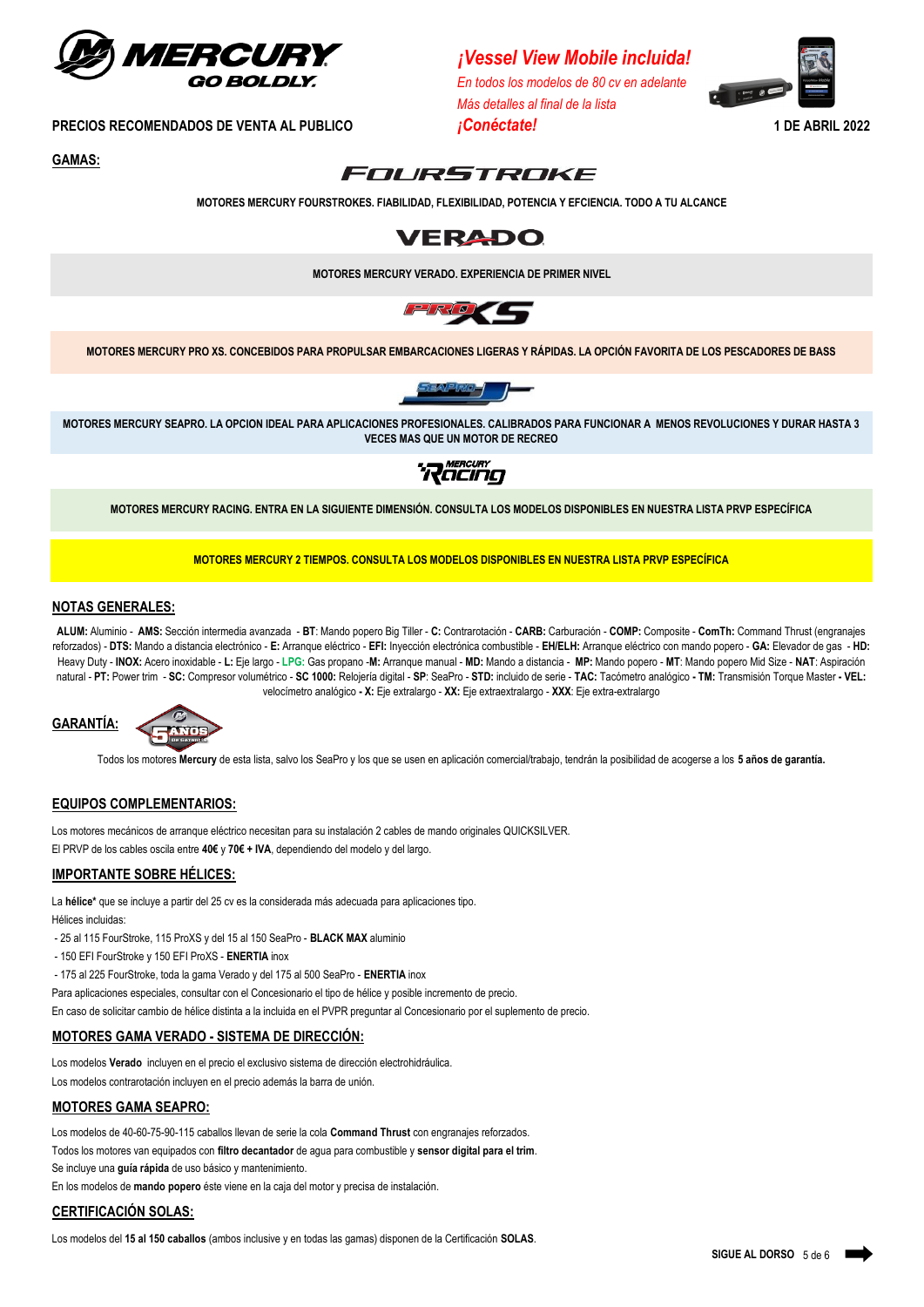**MERCURY GO BOLDLY**

*¡Vessel View Mobile incluida!*
*En todos los modelos de 80 cv en adelante*
*Más detalles al final de la lista*
*¡Conéctate!*

**PRECIOS RECOMENDADOS DE VENTA AL PUBLICO** — **1 DE ABRIL 2022**

## GAMAS:

### FOURSTROKE

**MOTORES MERCURY FOURSTROKES. FIABILIDAD, FLEXIBILIDAD, POTENCIA Y EFCIENCIA. TODO A TU ALCANCE**

### VERADO

**MOTORES MERCURY VERADO. EXPERIENCIA DE PRIMER NIVEL**

### PRO XS

**MOTORES MERCURY PRO XS. CONCEBIDOS PARA PROPULSAR EMBARCACIONES LIGERAS Y RÁPIDAS. LA OPCIÓN FAVORITA DE LOS PESCADORES DE BASS**

### SEAPRO

**MOTORES MERCURY SEAPRO. LA OPCION IDEAL PARA APLICACIONES PROFESIONALES. CALIBRADOS PARA FUNCIONAR A MENOS REVOLUCIONES Y DURAR HASTA 3 VECES MAS QUE UN MOTOR DE RECREO**

### MERCURY RACING

**MOTORES MERCURY RACING. ENTRA EN LA SIGUIENTE DIMENSIÓN. CONSULTA LOS MODELOS DISPONIBLES EN NUESTRA LISTA PRVP ESPECÍFICA**

**MOTORES MERCURY 2 TIEMPOS. CONSULTA LOS MODELOS DISPONIBLES EN NUESTRA LISTA PRVP ESPECÍFICA**

## NOTAS GENERALES:

**ALUM:** Aluminio - **AMS:** Sección intermedia avanzada - **BT**: Mando popero Big Tiller - **C:** Contrarotación - **CARB:** Carburación - **COMP:** Composite - **ComTh:** Command Thrust (engranajes reforzados) - **DTS:** Mando a distancia electrónico - **E:** Arranque eléctrico - **EFI:** Inyección electrónica combustible - **EH/ELH:** Arranque eléctrico con mando popero - **GA:** Elevador de gas - **HD:** Heavy Duty - **INOX:** Acero inoxidable - **L:** Eje largo - **LPG:** Gas propano -**M:** Arranque manual - **MD:** Mando a distancia - **MP:** Mando popero - **MT**: Mando popero Mid Size - **NAT**: Aspiración natural - **PT:** Power trim - **SC:** Compresor volumétrico - **SC 1000:** Relojería digital - **SP**: SeaPro - **STD:** incluido de serie - **TAC:** Tacómetro analógico **- TM:** Transmisión Torque Master **- VEL:** velocímetro analógico **- X:** Eje extralargo - **XX:** Eje extraextralargo - **XXX**: Eje extra-extralargo

## GARANTÍA:

5 AÑOS DE GARANTÍA

Todos los motores **Mercury** de esta lista, salvo los SeaPro y los que se usen en aplicación comercial/trabajo, tendrán la posibilidad de acogerse a los **5 años de garantía.**

## EQUIPOS COMPLEMENTARIOS:

Los motores mecánicos de arranque eléctrico necesitan para su instalación 2 cables de mando originales QUICKSILVER.
El PRVP de los cables oscila entre **40€** y **70€ + IVA**, dependiendo del modelo y del largo.

## IMPORTANTE SOBRE HÉLICES:

La **hélice*** que se incluye a partir del 25 cv es la considerada más adecuada para aplicaciones tipo.
Hélices incluidas:

- 25 al 115 FourStroke, 115 ProXS y del 15 al 150 SeaPro - **BLACK MAX** aluminio
- 150 EFI FourStroke y 150 EFI ProXS - **ENERTIA** inox
- 175 al 225 FourStroke, toda la gama Verado y del 175 al 500 SeaPro - **ENERTIA** inox

Para aplicaciones especiales, consultar con el Concesionario el tipo de hélice y posible incremento de precio.
En caso de solicitar cambio de hélice distinta a la incluida en el PVPR preguntar al Concesionario por el suplemento de precio.

## MOTORES GAMA VERADO - SISTEMA DE DIRECCIÓN:

Los modelos **Verado** incluyen en el precio el exclusivo sistema de dirección electrohidráulica.
Los modelos contrarotación incluyen en el precio además la barra de unión.

## MOTORES GAMA SEAPRO:

Los modelos de 40-60-75-90-115 caballos llevan de serie la cola **Command Thrust** con engranajes reforzados.
Todos los motores van equipados con **filtro decantador** de agua para combustible y **sensor digital para el trim**.
Se incluye una **guía rápida** de uso básico y mantenimiento.
En los modelos de **mando popero** éste viene en la caja del motor y precisa de instalación.

## CERTIFICACIÓN SOLAS:

Los modelos del **15 al 150 caballos** (ambos inclusive y en todas las gamas) disponen de la Certificación **SOLAS**.

**SIGUE AL DORSO**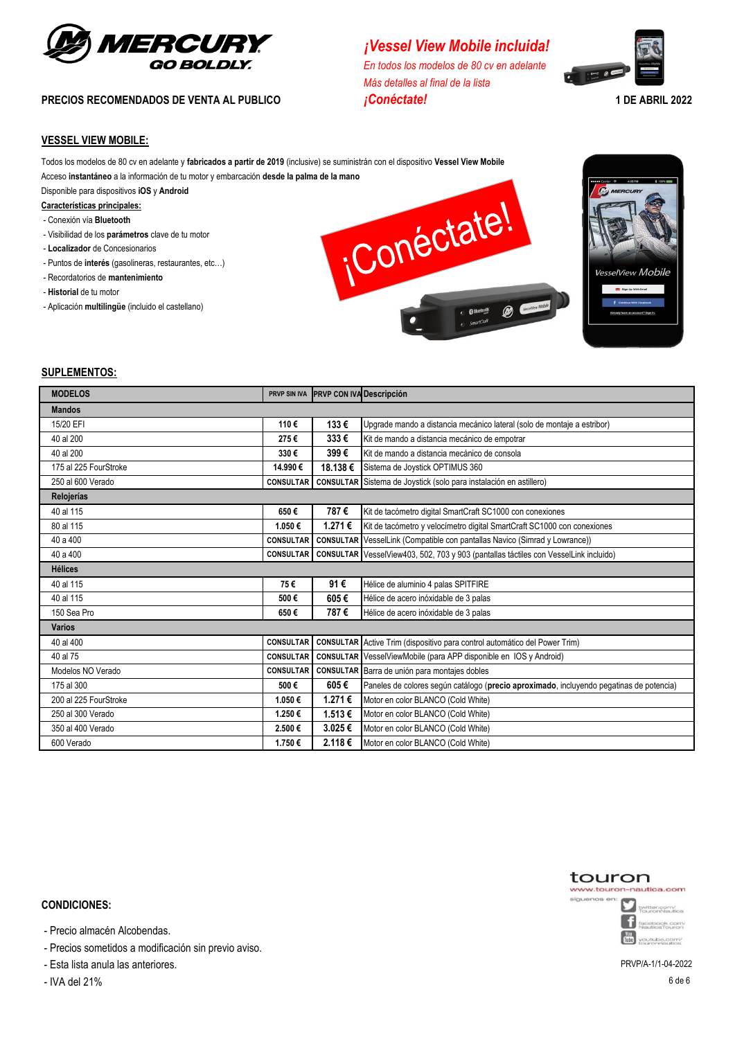**MERCURY**
**GO BOLDLY.**

*¡Vessel View Mobile incluida!*
*En todos los modelos de 80 cv en adelante*
*Más detalles al final de la lista*
*¡Conéctate!*

**PRECIOS RECOMENDADOS DE VENTA AL PUBLICO** **1 DE ABRIL 2022**

## VESSEL VIEW MOBILE:

Todos los modelos de 80 cv en adelante y **fabricados a partir de 2019** (inclusive) se suministrán con el dispositivo **Vessel View Mobile**
Acceso **instantáneo** a la información de tu motor y embarcación **desde la palma de la mano**
Disponible para dispositivos **iOS** y **Android**

**Características principales:**

- Conexión vía **Bluetooth**
- Visibilidad de los **parámetros** clave de tu motor
- **Localizador** de Concesionarios
- Puntos de **interés** (gasolineras, restaurantes, etc…)
- Recordatorios de **mantenimiento**
- **Historial** de tu motor
- Aplicación **multilingüe** (incluido el castellano)

¡Conéctate!

## SUPLEMENTOS:

| MODELOS | PRVP SIN IVA | PRVP CON IVA | Descripción |
|---|---|---|---|
| **Mandos** | | | |
| 15/20 EFI | 110 € | 133 € | Upgrade mando a distancia mecánico lateral (solo de montaje a estribor) |
| 40 al 200 | 275 € | 333 € | Kit de mando a distancia mecánico de empotrar |
| 40 al 200 | 330 € | 399 € | Kit de mando a distancia mecánico de consola |
| 175 al 225 FourStroke | 14.990 € | 18.138 € | Sistema de Joystick OPTIMUS 360 |
| 250 al 600 Verado | CONSULTAR | CONSULTAR | Sistema de Joystick (solo para instalación en astillero) |
| **Relojerías** | | | |
| 40 al 115 | 650 € | 787 € | Kit de tacómetro digital SmartCraft SC1000 con conexiones |
| 80 al 115 | 1.050 € | 1.271 € | Kit de tacómetro y velocímetro digital SmartCraft SC1000 con conexiones |
| 40 a 400 | CONSULTAR | CONSULTAR | VesselLink (Compatible con pantallas Navico (Simrad y Lowrance)) |
| 40 a 400 | CONSULTAR | CONSULTAR | VesselView403, 502, 703 y 903 (pantallas táctiles con VesselLink incluido) |
| **Hélices** | | | |
| 40 al 115 | 75 € | 91 € | Hélice de aluminio 4 palas SPITFIRE |
| 40 al 115 | 500 € | 605 € | Hélice de acero inóxidable de 3 palas |
| 150 Sea Pro | 650 € | 787 € | Hélice de acero inóxidable de 3 palas |
| **Varios** | | | |
| 40 al 400 | CONSULTAR | CONSULTAR | Active Trim (dispositivo para control automático del Power Trim) |
| 40 al 75 | CONSULTAR | CONSULTAR | VesselViewMobile (para APP disponible en IOS y Android) |
| Modelos NO Verado | CONSULTAR | CONSULTAR | Barra de unión para montajes dobles |
| 175 al 300 | 500 € | 605 € | Paneles de colores según catálogo (**precio aproximado**, incluyendo pegatinas de potencia) |
| 200 al 225 FourStroke | 1.050 € | 1.271 € | Motor en color BLANCO (Cold White) |
| 250 al 300 Verado | 1.250 € | 1.513 € | Motor en color BLANCO (Cold White) |
| 350 al 400 Verado | 2.500 € | 3.025 € | Motor en color BLANCO (Cold White) |
| 600 Verado | 1.750 € | 2.118 € | Motor en color BLANCO (Cold White) |

## CONDICIONES:

- Precio almacén Alcobendas.
- Precios sometidos a modificación sin previo aviso.
- Esta lista anula las anteriores.
- IVA del 21%

touron
www.touron-nautica.com
síguenos en: twitter.com/TouronNautica facebook.com/NauticaTouron youtube.com/touronnautica

PRVP/A-1/1-04-2022